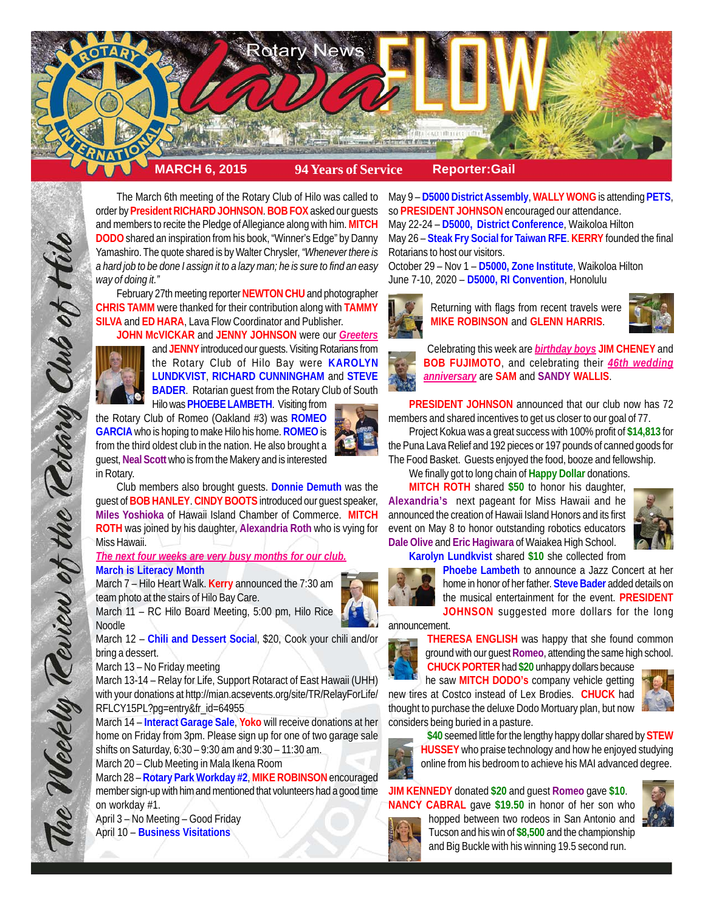# Rotary News lava FLOW

**MARCH 6, 2015** **94 Years of Service** **Reporter:Gail**

*The Weekly Review of the Rotary Club of Hilo*

The March 6th meeting of the Rotary Club of Hilo was called to order by **President RICHARD JOHNSON**. **BOB FOX** asked our guests and members to recite the Pledge of Allegiance along with him. **MITCH DODO** shared an inspiration from his book, "Winner's Edge" by Danny Yamashiro. The quote shared is by Walter Chrysler, *"Whenever there is a hard job to be done I assign it to a lazy man; he is sure to find an easy way of doing it."*

February 27th meeting reporter **NEWTON CHU** and photographer **CHRIS TAMM** were thanked for their contribution along with **TAMMY SILVA** and **ED HARA**, Lava Flow Coordinator and Publisher.

**JOHN McVICKAR** and **JENNY JOHNSON** were our ***Greeters*** and **JENNY** introduced our guests. Visiting Rotarians from the Rotary Club of Hilo Bay were **KAROLYN LUNDKVIST**, **RICHARD CUNNINGHAM** and **STEVE BADER**. Rotarian guest from the Rotary Club of South Hilo was **PHOEBE LAMBETH**. Visiting from the Rotary Club of Romeo (Oakland #3) was **ROMEO GARCIA** who is hoping to make Hilo his home. **ROMEO** is from the third oldest club in the nation. He also brought a guest, **Neal Scott** who is from the Makery and is interested in Rotary.

Club members also brought guests. **Donnie Demuth** was the guest of **BOB HANLEY**. **CINDY BOOTS** introduced our guest speaker, **Miles Yoshioka** of Hawaii Island Chamber of Commerce. **MITCH ROTH** was joined by his daughter, **Alexandria Roth** who is vying for Miss Hawaii.

***The next four weeks are very busy months for our club.***

**March is Literacy Month**

March 7 – Hilo Heart Walk. **Kerry** announced the 7:30 am team photo at the stairs of Hilo Bay Care.

March 11 – RC Hilo Board Meeting, 5:00 pm, Hilo Rice Noodle

March 12 – **Chili and Dessert Social**, $20, Cook your chili and/or bring a dessert.

March 13 – No Friday meeting

March 13-14 – Relay for Life, Support Rotaract of East Hawaii (UHH) with your donations at http://mian.acsevents.org/site/TR/RelayForLife/RFLCY15PL?pg=entry&fr_id=64955

March 14 – **Interact Garage Sale**, **Yoko** will receive donations at her home on Friday from 3pm. Please sign up for one of two garage sale shifts on Saturday, 6:30 – 9:30 am and 9:30 – 11:30 am.

March 20 – Club Meeting in Mala Ikena Room

March 28 – **Rotary Park Workday #2**, **MIKE ROBINSON** encouraged member sign-up with him and mentioned that volunteers had a good time on workday #1.

April 3 – No Meeting – Good Friday

April 10 – **Business Visitations**

May 9 – **D5000 District Assembly**, **WALLY WONG** is attending **PETS**, so **PRESIDENT JOHNSON** encouraged our attendance.

May 22-24 – **D5000, District Conference**, Waikoloa Hilton

May 26 – **Steak Fry Social for Taiwan RFE**. **KERRY** founded the final Rotarians to host our visitors.

October 29 – Nov 1 – **D5000, Zone Institute**, Waikoloa Hilton

June 7-10, 2020 – **D5000, RI Convention**, Honolulu

Returning with flags from recent travels were **MIKE ROBINSON** and **GLENN HARRIS**.

Celebrating this week are ***birthday boys*** **JIM CHENEY** and **BOB FUJIMOTO**, and celebrating their ***46th wedding anniversary*** are **SAM** and **SANDY WALLIS**.

**PRESIDENT JOHNSON** announced that our club now has 72 members and shared incentives to get us closer to our goal of 77.

Project Kokua was a great success with 100% profit of **$14,813** for the Puna Lava Relief and 192 pieces or 197 pounds of canned goods for The Food Basket. Guests enjoyed the food, booze and fellowship.

We finally got to long chain of **Happy Dollar** donations.

**MITCH ROTH** shared **$50** to honor his daughter, **Alexandria's** next pageant for Miss Hawaii and he announced the creation of Hawaii Island Honors and its first event on May 8 to honor outstanding robotics educators **Dale Olive** and **Eric Hagiwara** of Waiakea High School.

**Karolyn Lundkvist** shared **$10** she collected from **Phoebe Lambeth** to announce a Jazz Concert at her home in honor of her father. **Steve Bader** added details on the musical entertainment for the event. **PRESIDENT JOHNSON** suggested more dollars for the long announcement.

**THERESA ENGLISH** was happy that she found common ground with our guest **Romeo**, attending the same high school.

**CHUCK PORTER** had **$20** unhappy dollars because he saw **MITCH DODO's** company vehicle getting new tires at Costco instead of Lex Brodies. **CHUCK** had thought to purchase the deluxe Dodo Mortuary plan, but now considers being buried in a pasture.

**$40** seemed little for the lengthy happy dollar shared by **STEW HUSSEY** who praise technology and how he enjoyed studying online from his bedroom to achieve his MAI advanced degree.

**JIM KENNEDY** donated **$20** and guest **Romeo** gave **$10**.

**NANCY CABRAL** gave **$19.50** in honor of her son who hopped between two rodeos in San Antonio and Tucson and his win of **$8,500** and the championship and Big Buckle with his winning 19.5 second run.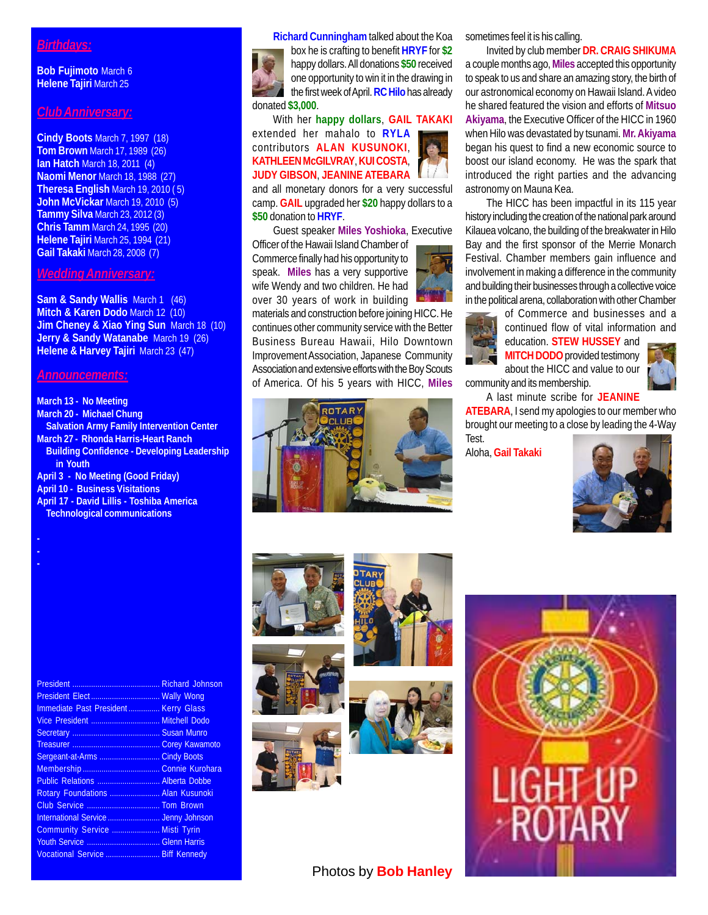## Birthdays:

**Bob Fujimoto** March 6
**Helene Tajiri** March 25

## Club Anniversary:

**Cindy Boots** March 7, 1997 (18)
**Tom Brown** March 17, 1989 (26)
**Ian Hatch** March 18, 2011 (4)
**Naomi Menor** March 18, 1988 (27)
**Theresa English** March 19, 2010 ( 5)
**John McVickar** March 19, 2010 (5)
**Tammy Silva** March 23, 2012 (3)
**Chris Tamm** March 24, 1995 (20)
**Helene Tajiri** March 25, 1994 (21)
**Gail Takaki** March 28, 2008 (7)

## Wedding Anniversary:

**Sam & Sandy Wallis** March 1 (46)
**Mitch & Karen Dodo** March 12 (10)
**Jim Cheney & Xiao Ying Sun** March 18 (10)
**Jerry & Sandy Watanabe** March 19 (26)
**Helene & Harvey Tajiri** March 23 (47)

## Announcements:

**March 13 - No Meeting**
**March 20 - Michael Chung**
**Salvation Army Family Intervention Center**
**March 27 - Rhonda Harris-Heart Ranch**
**Building Confidence - Developing Leadership in Youth**
**April 3 - No Meeting (Good Friday)**
**April 10 - Business Visitations**
**April 17 - David Lillis - Toshiba America**
**Technological communications**

| | |
|---|---|
| President | Richard Johnson |
| President Elect | Wally Wong |
| Immediate Past President | Kerry Glass |
| Vice President | Mitchell Dodo |
| Secretary | Susan Munro |
| Treasurer | Corey Kawamoto |
| Sergeant-at-Arms | Cindy Boots |
| Membership | Connie Kurohara |
| Public Relations | Alberta Dobbe |
| Rotary Foundations | Alan Kusunoki |
| Club Service | Tom Brown |
| International Service | Jenny Johnson |
| Community Service | Misti Tyrin |
| Youth Service | Glenn Harris |
| Vocational Service | Biff Kennedy |

**Richard Cunningham** talked about the Koa box he is crafting to benefit **HRYF** for **$2** happy dollars. All donations **$50** received one opportunity to win it in the drawing in the first week of April. **RC Hilo** has already donated **$3,000**.

With her **happy dollars**, **GAIL TAKAKI** extended her mahalo to **RYLA** contributors **ALAN KUSUNOKI**, **KATHLEEN McGILVRAY**, **KUI COSTA**, **JUDY GIBSON**, **JEANINE ATEBARA** and all monetary donors for a very successful camp. **GAIL** upgraded her **$20** happy dollars to a **$50** donation to **HRYF**.

Guest speaker **Miles Yoshioka**, Executive Officer of the Hawaii Island Chamber of Commerce finally had his opportunity to speak. **Miles** has a very supportive wife Wendy and two children. He had over 30 years of work in building materials and construction before joining HICC. He continues other community service with the Better Business Bureau Hawaii, Hilo Downtown Improvement Association, Japanese Community Association and extensive efforts with the Boy Scouts of America. Of his 5 years with HICC, **Miles** sometimes feel it is his calling.

Invited by club member **DR. CRAIG SHIKUMA** a couple months ago, **Miles** accepted this opportunity to speak to us and share an amazing story, the birth of our astronomical economy on Hawaii Island. A video he shared featured the vision and efforts of **Mitsuo Akiyama**, the Executive Officer of the HICC in 1960 when Hilo was devastated by tsunami. **Mr. Akiyama** began his quest to find a new economic source to boost our island economy. He was the spark that introduced the right parties and the advancing astronomy on Mauna Kea.

The HICC has been impactful in its 115 year history including the creation of the national park around Kilauea volcano, the building of the breakwater in Hilo Bay and the first sponsor of the Merrie Monarch Festival. Chamber members gain influence and involvement in making a difference in the community and building their businesses through a collective voice in the political arena, collaboration with other Chamber of Commerce and businesses and a continued flow of vital information and education. **STEW HUSSEY** and **MITCH DODO** provided testimony about the HICC and value to our community and its membership.

A last minute scribe for **JEANINE ATEBARA**, I send my apologies to our member who brought our meeting to a close by leading the 4-Way Test.

Aloha, **Gail Takaki**

Photos by **Bob Hanley**